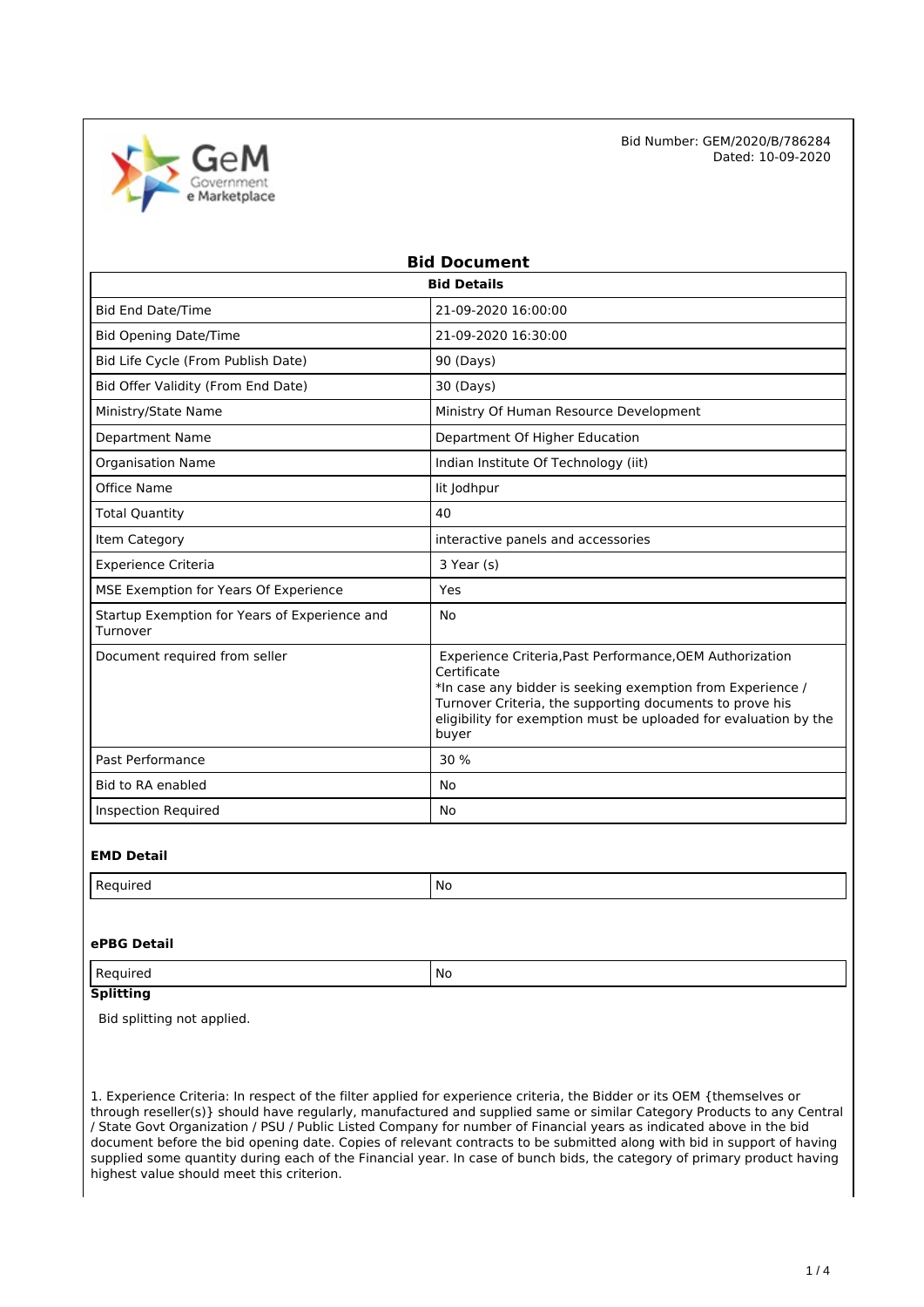Bid Number: GEM/2020/B/786284
Dated: 10-09-2020

# Bid Document

| Bid Details | |
|---|---|
| Bid End Date/Time | 21-09-2020 16:00:00 |
| Bid Opening Date/Time | 21-09-2020 16:30:00 |
| Bid Life Cycle (From Publish Date) | 90 (Days) |
| Bid Offer Validity (From End Date) | 30 (Days) |
| Ministry/State Name | Ministry Of Human Resource Development |
| Department Name | Department Of Higher Education |
| Organisation Name | Indian Institute Of Technology (iit) |
| Office Name | Iit Jodhpur |
| Total Quantity | 40 |
| Item Category | interactive panels and accessories |
| Experience Criteria | 3 Year (s) |
| MSE Exemption for Years Of Experience | Yes |
| Startup Exemption for Years of Experience and Turnover | No |
| Document required from seller | Experience Criteria,Past Performance,OEM Authorization Certificate<br>*In case any bidder is seeking exemption from Experience / Turnover Criteria, the supporting documents to prove his eligibility for exemption must be uploaded for evaluation by the buyer |
| Past Performance | 30 % |
| Bid to RA enabled | No |
| Inspection Required | No |

**EMD Detail**

| Required | No |
|---|---|

**ePBG Detail**

| Required | No |
|---|---|

**Splitting**

Bid splitting not applied.

1. Experience Criteria: In respect of the filter applied for experience criteria, the Bidder or its OEM {themselves or through reseller(s)} should have regularly, manufactured and supplied same or similar Category Products to any Central / State Govt Organization / PSU / Public Listed Company for number of Financial years as indicated above in the bid document before the bid opening date. Copies of relevant contracts to be submitted along with bid in support of having supplied some quantity during each of the Financial year. In case of bunch bids, the category of primary product having highest value should meet this criterion.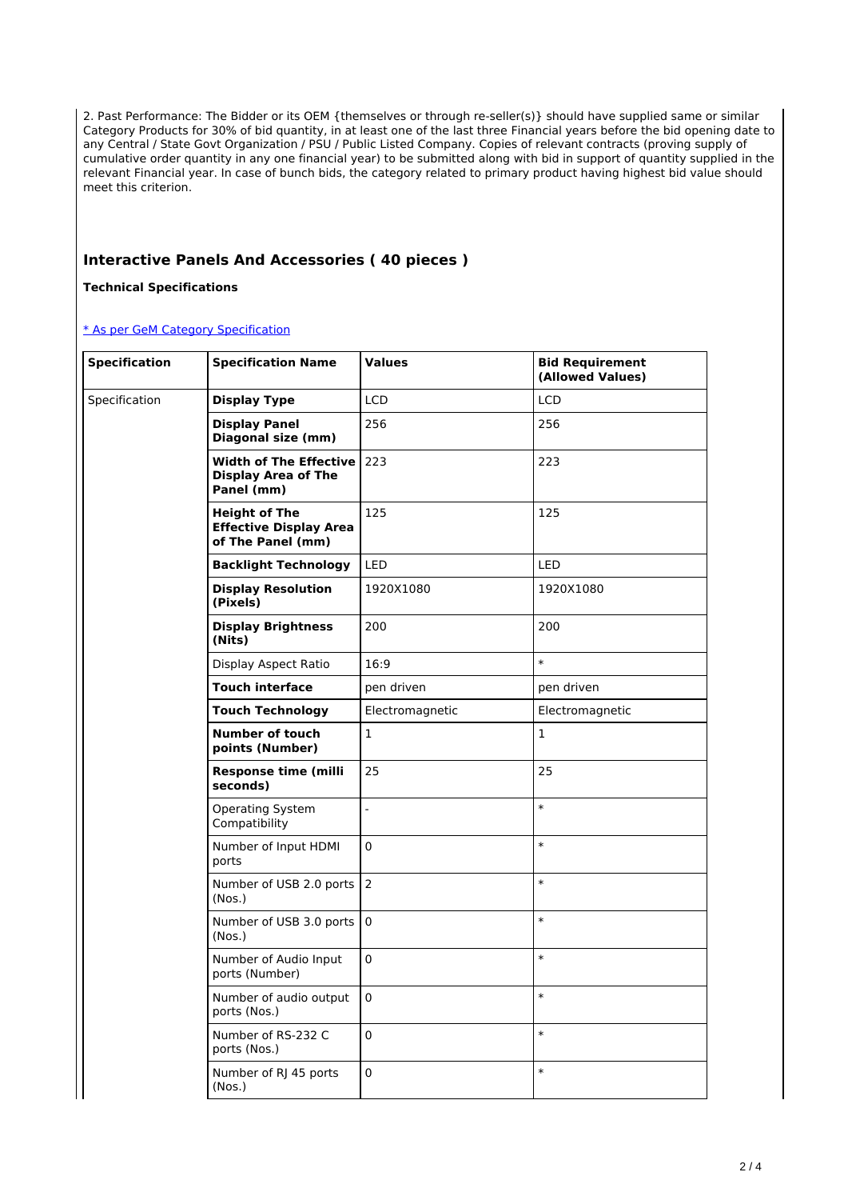2. Past Performance: The Bidder or its OEM {themselves or through re-seller(s)} should have supplied same or similar Category Products for 30% of bid quantity, in at least one of the last three Financial years before the bid opening date to any Central / State Govt Organization / PSU / Public Listed Company. Copies of relevant contracts (proving supply of cumulative order quantity in any one financial year) to be submitted along with bid in support of quantity supplied in the relevant Financial year. In case of bunch bids, the category related to primary product having highest bid value should meet this criterion.

## Interactive Panels And Accessories ( 40 pieces )

**Technical Specifications**

[* As per GeM Category Specification]

| Specification | Specification Name | Values | Bid Requirement (Allowed Values) |
|---|---|---|---|
| Specification | **Display Type** | LCD | LCD |
| | **Display Panel Diagonal size (mm)** | 256 | 256 |
| | **Width of The Effective Display Area of The Panel (mm)** | 223 | 223 |
| | **Height of The Effective Display Area of The Panel (mm)** | 125 | 125 |
| | **Backlight Technology** | LED | LED |
| | **Display Resolution (Pixels)** | 1920X1080 | 1920X1080 |
| | **Display Brightness (Nits)** | 200 | 200 |
| | Display Aspect Ratio | 16:9 | * |
| | **Touch interface** | pen driven | pen driven |
| | **Touch Technology** | Electromagnetic | Electromagnetic |
| | **Number of touch points (Number)** | 1 | 1 |
| | **Response time (milli seconds)** | 25 | 25 |
| | Operating System Compatibility | - | * |
| | Number of Input HDMI ports | 0 | * |
| | Number of USB 2.0 ports (Nos.) | 2 | * |
| | Number of USB 3.0 ports (Nos.) | 0 | * |
| | Number of Audio Input ports (Number) | 0 | * |
| | Number of audio output ports (Nos.) | 0 | * |
| | Number of RS-232 C ports (Nos.) | 0 | * |
| | Number of RJ 45 ports (Nos.) | 0 | * |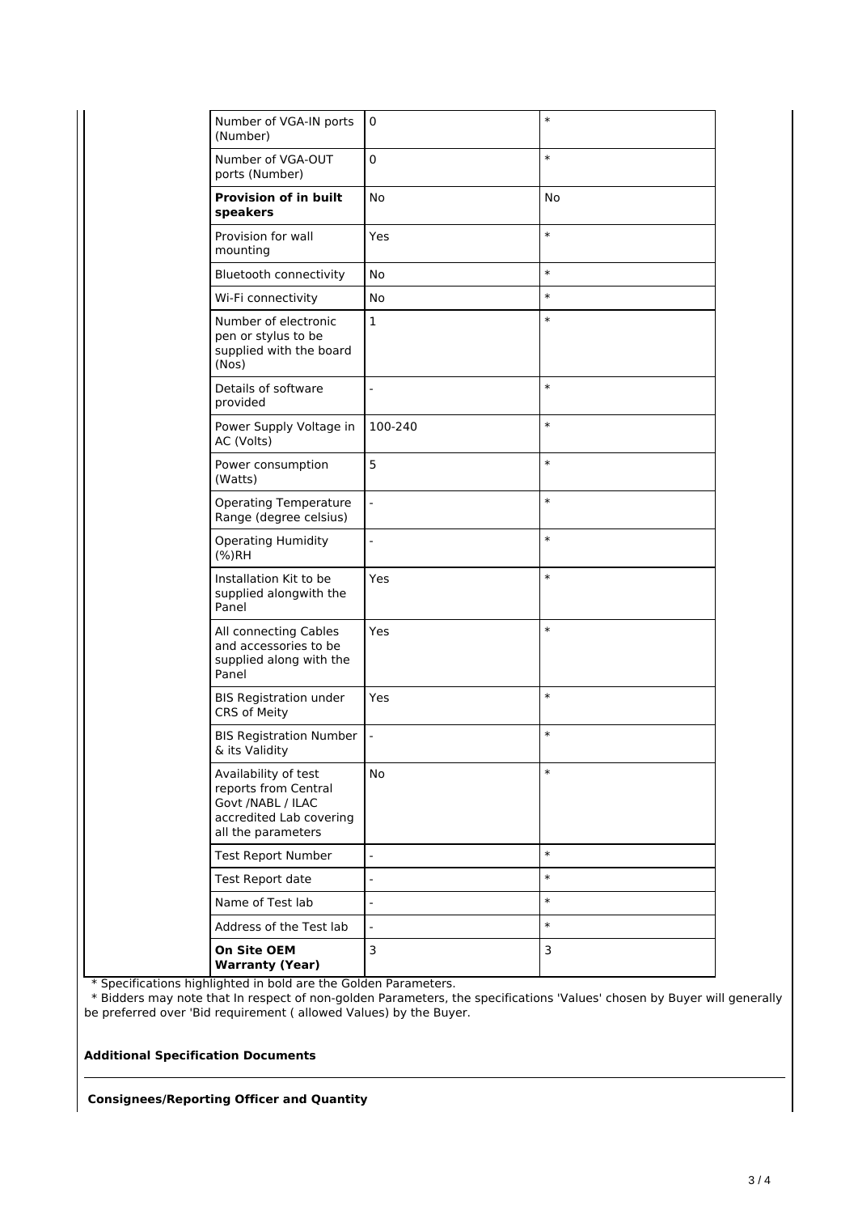| | | |
|---|---|---|
| Number of VGA-IN ports (Number) | 0 | * |
| Number of VGA-OUT ports (Number) | 0 | * |
| **Provision of in built speakers** | No | No |
| Provision for wall mounting | Yes | * |
| Bluetooth connectivity | No | * |
| Wi-Fi connectivity | No | * |
| Number of electronic pen or stylus to be supplied with the board (Nos) | 1 | * |
| Details of software provided | - | * |
| Power Supply Voltage in AC (Volts) | 100-240 | * |
| Power consumption (Watts) | 5 | * |
| Operating Temperature Range (degree celsius) | - | * |
| Operating Humidity (%)RH | - | * |
| Installation Kit to be supplied alongwith the Panel | Yes | * |
| All connecting Cables and accessories to be supplied along with the Panel | Yes | * |
| BIS Registration under CRS of Meity | Yes | * |
| BIS Registration Number & its Validity | - | * |
| Availability of test reports from Central Govt /NABL / ILAC accredited Lab covering all the parameters | No | * |
| Test Report Number | - | * |
| Test Report date | - | * |
| Name of Test lab | - | * |
| Address of the Test lab | - | * |
| **On Site OEM Warranty (Year)** | 3 | 3 |

\* Specifications highlighted in bold are the Golden Parameters.

\* Bidders may note that In respect of non-golden Parameters, the specifications 'Values' chosen by Buyer will generally be preferred over 'Bid requirement ( allowed Values) by the Buyer.

**Additional Specification Documents**

**Consignees/Reporting Officer and Quantity**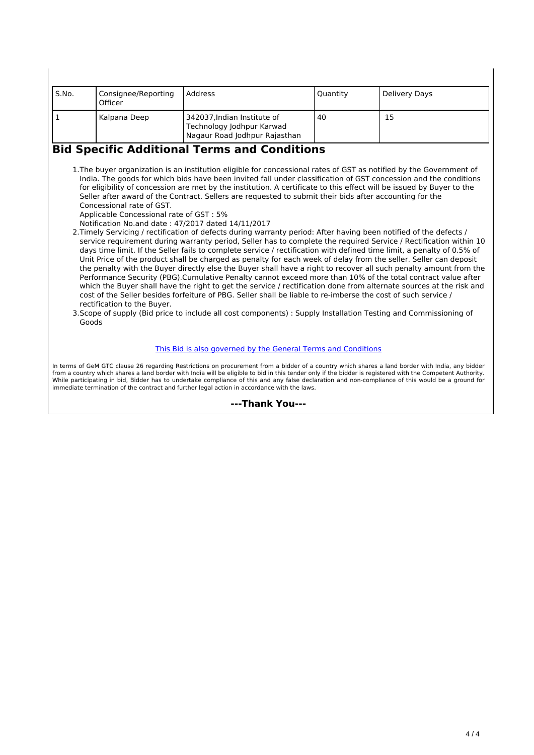| S.No. | Consignee/Reporting Officer | Address | Quantity | Delivery Days |
|---|---|---|---|---|
| 1 | Kalpana Deep | 342037,Indian Institute of Technology Jodhpur Karwad Nagaur Road Jodhpur Rajasthan | 40 | 15 |

## Bid Specific Additional Terms and Conditions

1. The buyer organization is an institution eligible for concessional rates of GST as notified by the Government of India. The goods for which bids have been invited fall under classification of GST concession and the conditions for eligibility of concession are met by the institution. A certificate to this effect will be issued by Buyer to the Seller after award of the Contract. Sellers are requested to submit their bids after accounting for the Concessional rate of GST.
   Applicable Concessional rate of GST : 5%
   Notification No.and date : 47/2017 dated 14/11/2017
2. Timely Servicing / rectification of defects during warranty period: After having been notified of the defects / service requirement during warranty period, Seller has to complete the required Service / Rectification within 10 days time limit. If the Seller fails to complete service / rectification with defined time limit, a penalty of 0.5% of Unit Price of the product shall be charged as penalty for each week of delay from the seller. Seller can deposit the penalty with the Buyer directly else the Buyer shall have a right to recover all such penalty amount from the Performance Security (PBG).Cumulative Penalty cannot exceed more than 10% of the total contract value after which the Buyer shall have the right to get the service / rectification done from alternate sources at the risk and cost of the Seller besides forfeiture of PBG. Seller shall be liable to re-imberse the cost of such service / rectification to the Buyer.
3. Scope of supply (Bid price to include all cost components) : Supply Installation Testing and Commissioning of Goods

This Bid is also governed by the General Terms and Conditions

In terms of GeM GTC clause 26 regarding Restrictions on procurement from a bidder of a country which shares a land border with India, any bidder from a country which shares a land border with India will be eligible to bid in this tender only if the bidder is registered with the Competent Authority. While participating in bid, Bidder has to undertake compliance of this and any false declaration and non-compliance of this would be a ground for immediate termination of the contract and further legal action in accordance with the laws.

**---Thank You---**